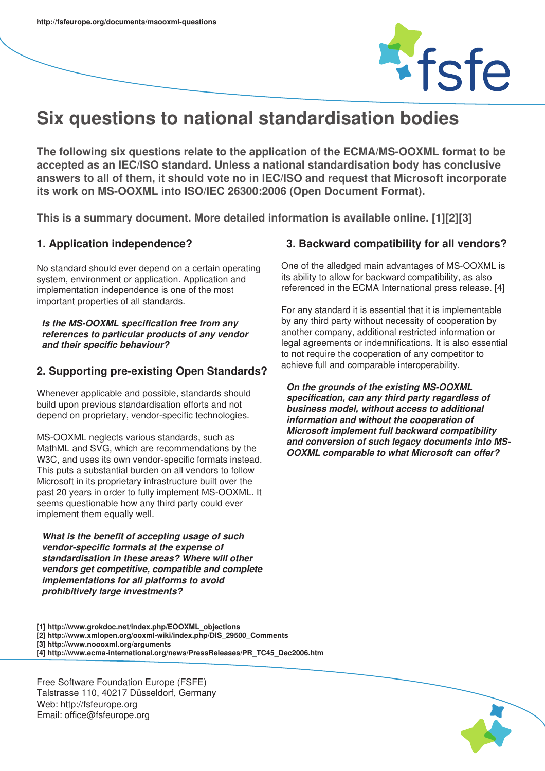# Six questions to national standardisation bodies

**The following six questions relate to the application of the ECMA/MS-OOXML format to be accepted as an IEC/ISO standard. Unless a national standardisation body has conclusive answers to all of them, it should vote no in IEC/ISO and request that Microsoft incorporate its work on MS-OOXML into ISO/IEC 26300:2006 (Open Document Format).**

**This is a summary document. More detailed information is available online. [1][2][3]**

## 1. Application independence?

No standard should ever depend on a certain operating system, environment or application. Application and implementation independence is one of the most important properties of all standards.

***Is the MS-OOXML specification free from any references to particular products of any vendor and their specific behaviour?***

## 2. Supporting pre-existing Open Standards?

Whenever applicable and possible, standards should build upon previous standardisation efforts and not depend on proprietary, vendor-specific technologies.

MS-OOXML neglects various standards, such as MathML and SVG, which are recommendations by the W3C, and uses its own vendor-specific formats instead. This puts a substantial burden on all vendors to follow Microsoft in its proprietary infrastructure built over the past 20 years in order to fully implement MS-OOXML. It seems questionable how any third party could ever implement them equally well.

***What is the benefit of accepting usage of such vendor-specific formats at the expense of standardisation in these areas? Where will other vendors get competitive, compatible and complete implementations for all platforms to avoid prohibitively large investments?***

## 3. Backward compatibility for all vendors?

One of the alledged main advantages of MS-OOXML is its ability to allow for backward compatibility, as also referenced in the ECMA International press release. [4]

For any standard it is essential that it is implementable by any third party without necessity of cooperation by another company, additional restricted information or legal agreements or indemnifications. It is also essential to not require the cooperation of any competitor to achieve full and comparable interoperability.

***On the grounds of the existing MS-OOXML specification, can any third party regardless of business model, without access to additional information and without the cooperation of Microsoft implement full backward compatibility and conversion of such legacy documents into MS-OOXML comparable to what Microsoft can offer?***

**[1] http://www.grokdoc.net/index.php/EOOXML_objections**
**[2] http://www.xmlopen.org/ooxml-wiki/index.php/DIS_29500_Comments**
**[3] http://www.noooxml.org/arguments**
**[4] http://www.ecma-international.org/news/PressReleases/PR_TC45_Dec2006.htm**

Free Software Foundation Europe (FSFE)
Talstrasse 110, 40217 Düsseldorf, Germany
Web: http://fsfeurope.org
Email: office@fsfeurope.org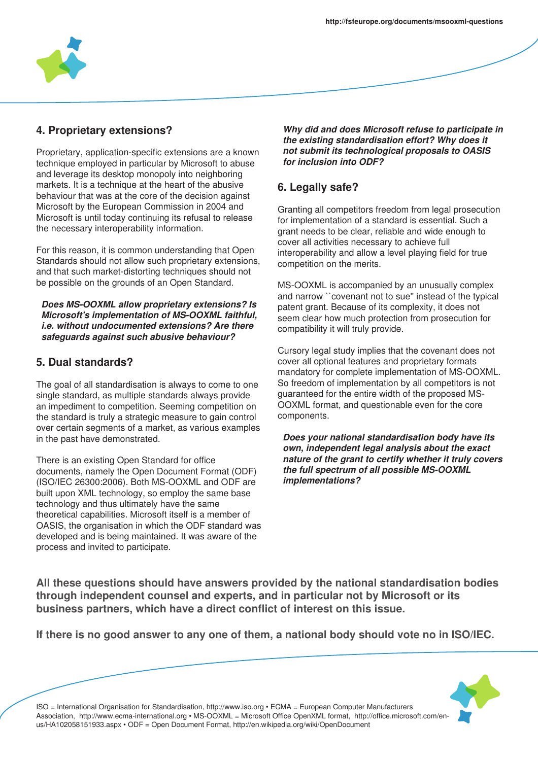## 4. Proprietary extensions?

Proprietary, application-specific extensions are a known technique employed in particular by Microsoft to abuse and leverage its desktop monopoly into neighboring markets. It is a technique at the heart of the abusive behaviour that was at the core of the decision against Microsoft by the European Commission in 2004 and Microsoft is until today continuing its refusal to release the necessary interoperability information.

For this reason, it is common understanding that Open Standards should not allow such proprietary extensions, and that such market-distorting techniques should not be possible on the grounds of an Open Standard.

***Does MS-OOXML allow proprietary extensions? Is Microsoft's implementation of MS-OOXML faithful, i.e. without undocumented extensions? Are there safeguards against such abusive behaviour?***

## 5. Dual standards?

The goal of all standardisation is always to come to one single standard, as multiple standards always provide an impediment to competition. Seeming competition on the standard is truly a strategic measure to gain control over certain segments of a market, as various examples in the past have demonstrated.

There is an existing Open Standard for office documents, namely the Open Document Format (ODF) (ISO/IEC 26300:2006). Both MS-OOXML and ODF are built upon XML technology, so employ the same base technology and thus ultimately have the same theoretical capabilities. Microsoft itself is a member of OASIS, the organisation in which the ODF standard was developed and is being maintained. It was aware of the process and invited to participate.

***Why did and does Microsoft refuse to participate in the existing standardisation effort? Why does it not submit its technological proposals to OASIS for inclusion into ODF?***

## 6. Legally safe?

Granting all competitors freedom from legal prosecution for implementation of a standard is essential. Such a grant needs to be clear, reliable and wide enough to cover all activities necessary to achieve full interoperability and allow a level playing field for true competition on the merits.

MS-OOXML is accompanied by an unusually complex and narrow ``covenant not to sue'' instead of the typical patent grant. Because of its complexity, it does not seem clear how much protection from prosecution for compatibility it will truly provide.

Cursory legal study implies that the covenant does not cover all optional features and proprietary formats mandatory for complete implementation of MS-OOXML. So freedom of implementation by all competitors is not guaranteed for the entire width of the proposed MS-OOXML format, and questionable even for the core components.

***Does your national standardisation body have its own, independent legal analysis about the exact nature of the grant to certify whether it truly covers the full spectrum of all possible MS-OOXML implementations?***

**All these questions should have answers provided by the national standardisation bodies through independent counsel and experts, and in particular not by Microsoft or its business partners, which have a direct conflict of interest on this issue.**

**If there is no good answer to any one of them, a national body should vote no in ISO/IEC.**

ISO = International Organisation for Standardisation, http://www.iso.org • ECMA = European Computer Manufacturers Association, http://www.ecma-international.org • MS-OOXML = Microsoft Office OpenXML format, http://office.microsoft.com/en-us/HA102058151933.aspx • ODF = Open Document Format, http://en.wikipedia.org/wiki/OpenDocument